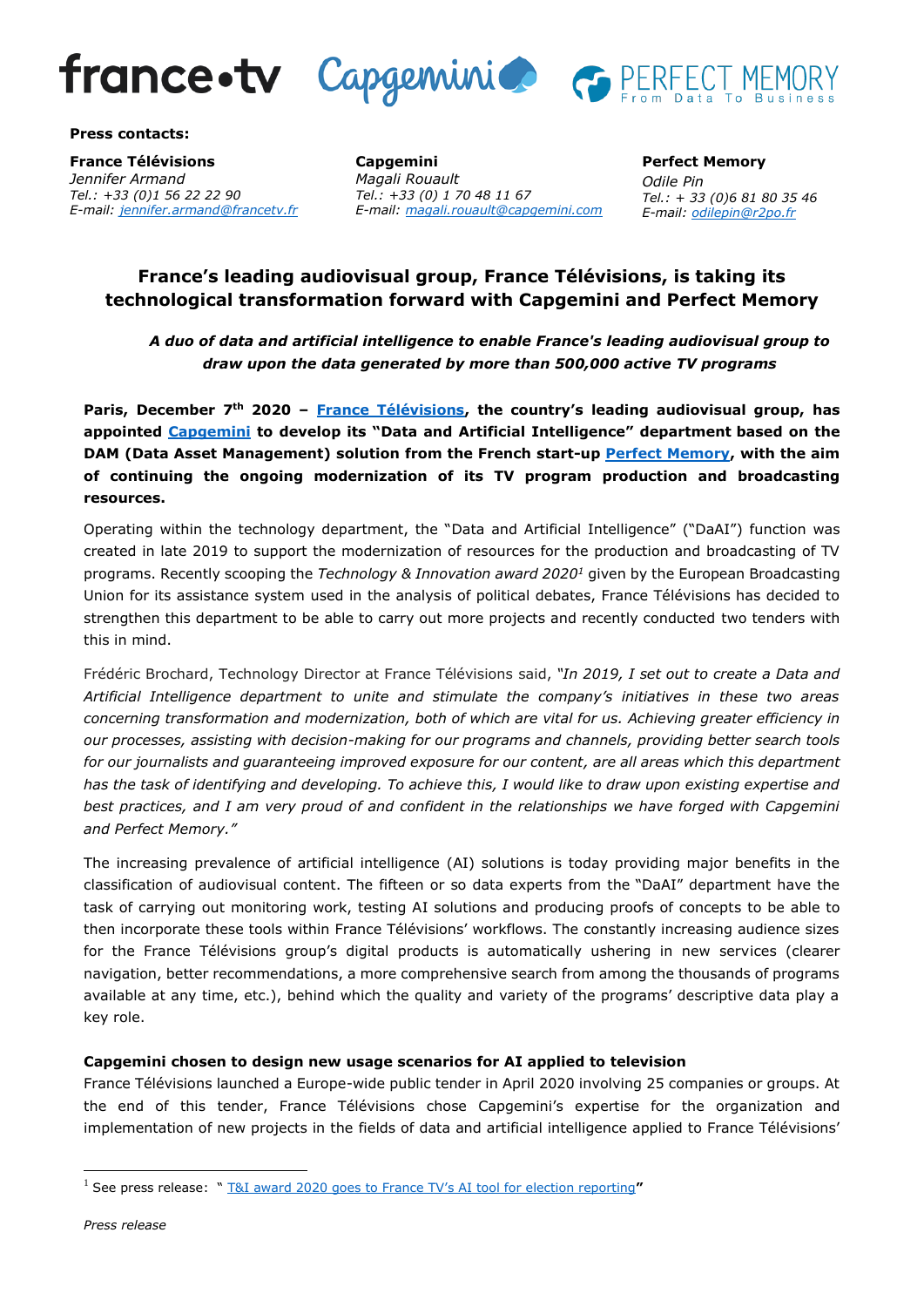**Press contacts:**

**France Télévisions**
*Jennifer Armand*
*Tel.: +33 (0)1 56 22 22 90*
*E-mail: jennifer.armand@francetv.fr*

**Capgemini**
*Magali Rouault*
*Tel.: +33 (0) 1 70 48 11 67*
*E-mail: magali.rouault@capgemini.com*

**Perfect Memory**
*Odile Pin*
*Tel.: + 33 (0)6 81 80 35 46*
*E-mail: odilepin@r2po.fr*

## France's leading audiovisual group, France Télévisions, is taking its technological transformation forward with Capgemini and Perfect Memory

***A duo of data and artificial intelligence to enable France's leading audiovisual group to draw upon the data generated by more than 500,000 active TV programs***

**Paris, December 7th 2020 – France Télévisions, the country's leading audiovisual group, has appointed Capgemini to develop its "Data and Artificial Intelligence" department based on the DAM (Data Asset Management) solution from the French start-up Perfect Memory, with the aim of continuing the ongoing modernization of its TV program production and broadcasting resources.**

Operating within the technology department, the "Data and Artificial Intelligence" ("DaAI") function was created in late 2019 to support the modernization of resources for the production and broadcasting of TV programs. Recently scooping the *Technology & Innovation award 2020*[1] given by the European Broadcasting Union for its assistance system used in the analysis of political debates, France Télévisions has decided to strengthen this department to be able to carry out more projects and recently conducted two tenders with this in mind.

Frédéric Brochard, Technology Director at France Télévisions said, *"In 2019, I set out to create a Data and Artificial Intelligence department to unite and stimulate the company's initiatives in these two areas concerning transformation and modernization, both of which are vital for us. Achieving greater efficiency in our processes, assisting with decision-making for our programs and channels, providing better search tools for our journalists and guaranteeing improved exposure for our content, are all areas which this department has the task of identifying and developing. To achieve this, I would like to draw upon existing expertise and best practices, and I am very proud of and confident in the relationships we have forged with Capgemini and Perfect Memory."*

The increasing prevalence of artificial intelligence (AI) solutions is today providing major benefits in the classification of audiovisual content. The fifteen or so data experts from the "DaAI" department have the task of carrying out monitoring work, testing AI solutions and producing proofs of concepts to be able to then incorporate these tools within France Télévisions' workflows. The constantly increasing audience sizes for the France Télévisions group's digital products is automatically ushering in new services (clearer navigation, better recommendations, a more comprehensive search from among the thousands of programs available at any time, etc.), behind which the quality and variety of the programs' descriptive data play a key role.

### Capgemini chosen to design new usage scenarios for AI applied to television

France Télévisions launched a Europe-wide public tender in April 2020 involving 25 companies or groups. At the end of this tender, France Télévisions chose Capgemini's expertise for the organization and implementation of new projects in the fields of data and artificial intelligence applied to France Télévisions'

---

[1] See press release: " T&I award 2020 goes to France TV's AI tool for election reporting"

*Press release*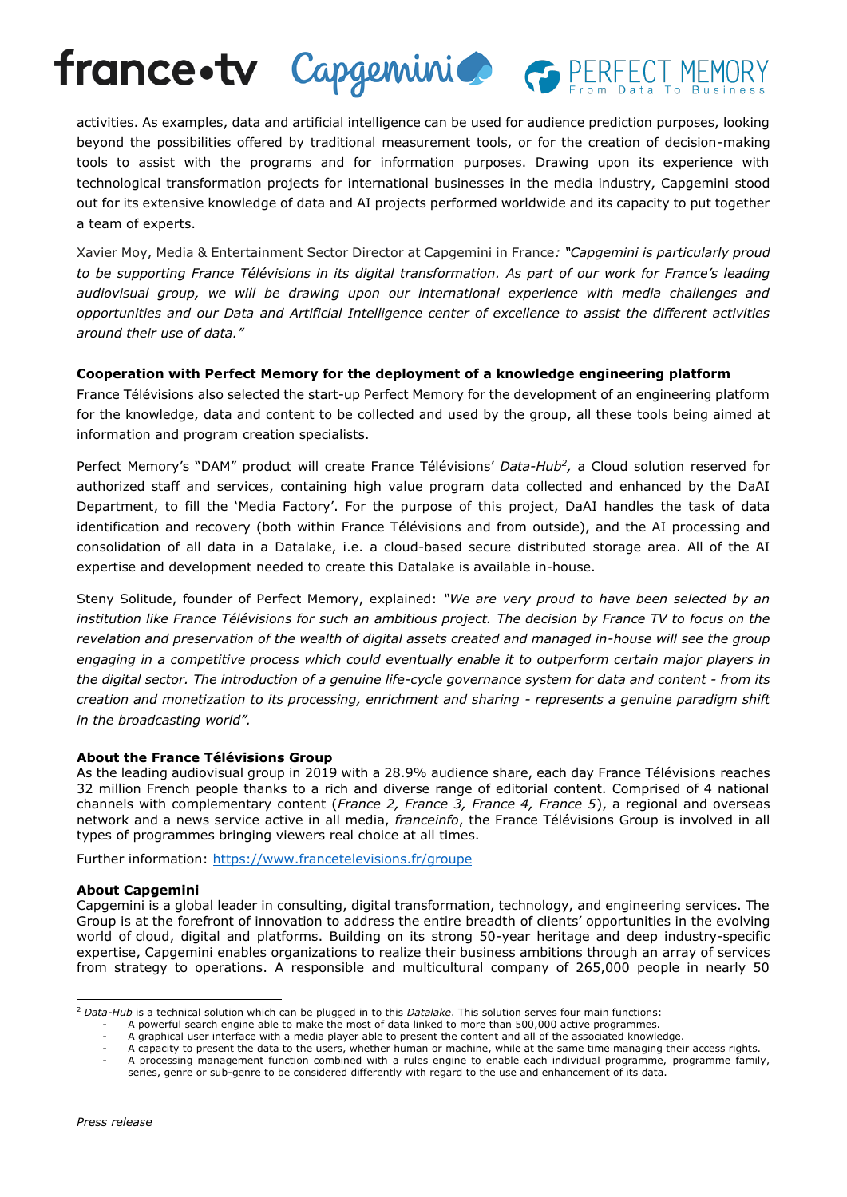activities. As examples, data and artificial intelligence can be used for audience prediction purposes, looking beyond the possibilities offered by traditional measurement tools, or for the creation of decision-making tools to assist with the programs and for information purposes. Drawing upon its experience with technological transformation projects for international businesses in the media industry, Capgemini stood out for its extensive knowledge of data and AI projects performed worldwide and its capacity to put together a team of experts.

Xavier Moy, Media & Entertainment Sector Director at Capgemini in France*: "Capgemini is particularly proud to be supporting France Télévisions in its digital transformation. As part of our work for France's leading audiovisual group, we will be drawing upon our international experience with media challenges and opportunities and our Data and Artificial Intelligence center of excellence to assist the different activities around their use of data."*

**Cooperation with Perfect Memory for the deployment of a knowledge engineering platform**

France Télévisions also selected the start-up Perfect Memory for the development of an engineering platform for the knowledge, data and content to be collected and used by the group, all these tools being aimed at information and program creation specialists.

Perfect Memory's "DAM" product will create France Télévisions' *Data-Hub*[2]*,* a Cloud solution reserved for authorized staff and services, containing high value program data collected and enhanced by the DaAI Department, to fill the 'Media Factory'. For the purpose of this project, DaAI handles the task of data identification and recovery (both within France Télévisions and from outside), and the AI processing and consolidation of all data in a Datalake, i.e. a cloud-based secure distributed storage area. All of the AI expertise and development needed to create this Datalake is available in-house.

Steny Solitude, founder of Perfect Memory, explained: *"We are very proud to have been selected by an institution like France Télévisions for such an ambitious project. The decision by France TV to focus on the revelation and preservation of the wealth of digital assets created and managed in-house will see the group engaging in a competitive process which could eventually enable it to outperform certain major players in the digital sector. The introduction of a genuine life-cycle governance system for data and content - from its creation and monetization to its processing, enrichment and sharing - represents a genuine paradigm shift in the broadcasting world".*

**About the France Télévisions Group**

As the leading audiovisual group in 2019 with a 28.9% audience share, each day France Télévisions reaches 32 million French people thanks to a rich and diverse range of editorial content. Comprised of 4 national channels with complementary content (*France 2, France 3, France 4, France 5*), a regional and overseas network and a news service active in all media, *franceinfo*, the France Télévisions Group is involved in all types of programmes bringing viewers real choice at all times.

Further information: https://www.francetelevisions.fr/groupe

**About Capgemini**

Capgemini is a global leader in consulting, digital transformation, technology, and engineering services. The Group is at the forefront of innovation to address the entire breadth of clients' opportunities in the evolving world of cloud, digital and platforms. Building on its strong 50-year heritage and deep industry-specific expertise, Capgemini enables organizations to realize their business ambitions through an array of services from strategy to operations. A responsible and multicultural company of 265,000 people in nearly 50

---

[2] *Data-Hub* is a technical solution which can be plugged in to this *Datalake*. This solution serves four main functions:

- A powerful search engine able to make the most of data linked to more than 500,000 active programmes.
- A graphical user interface with a media player able to present the content and all of the associated knowledge.
- A capacity to present the data to the users, whether human or machine, while at the same time managing their access rights.
- A processing management function combined with a rules engine to enable each individual programme, programme family, series, genre or sub-genre to be considered differently with regard to the use and enhancement of its data.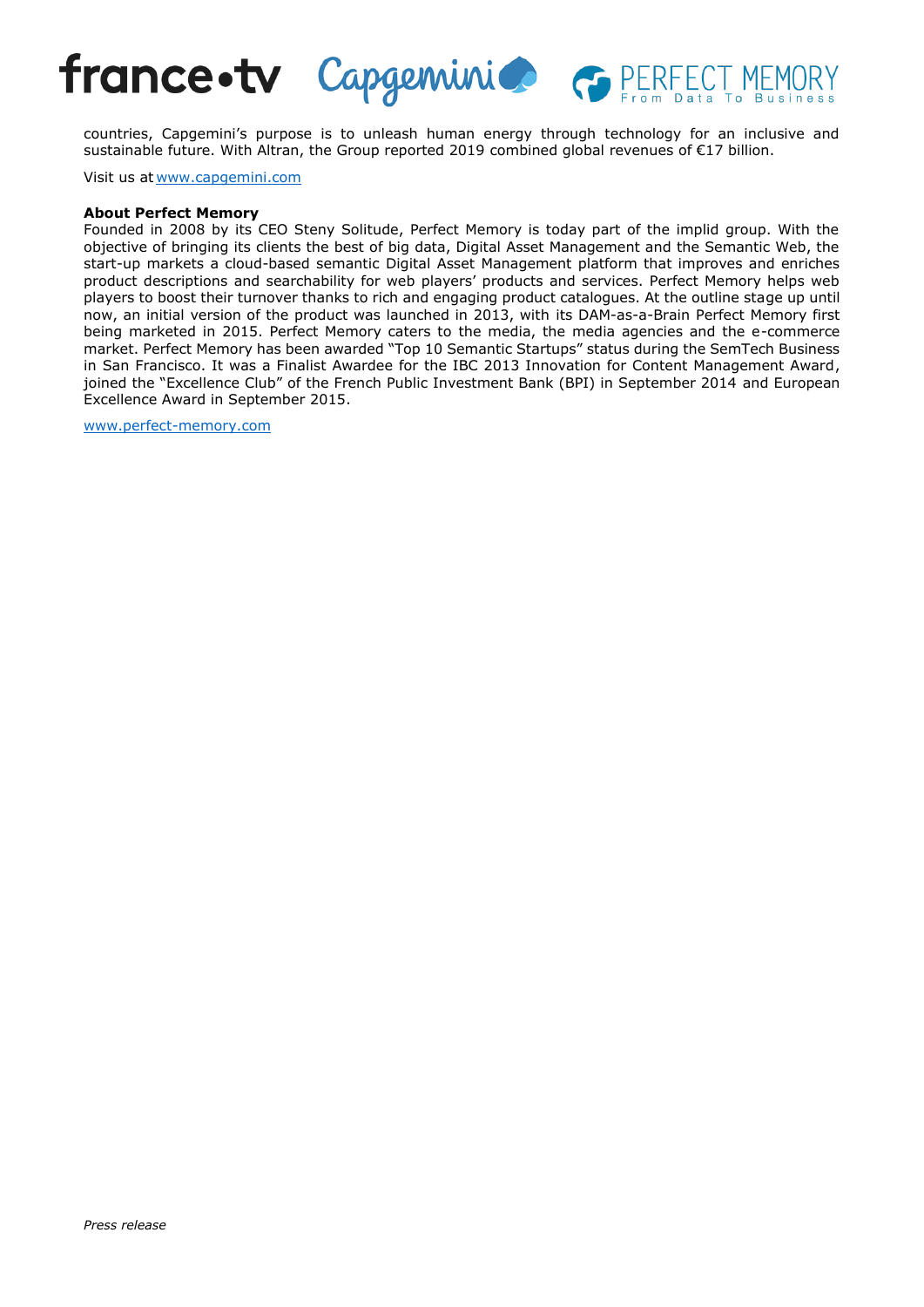countries, Capgemini's purpose is to unleash human energy through technology for an inclusive and sustainable future. With Altran, the Group reported 2019 combined global revenues of €17 billion.

Visit us at [www.capgemini.com](http://www.capgemini.com)

**About Perfect Memory**

Founded in 2008 by its CEO Steny Solitude, Perfect Memory is today part of the implid group. With the objective of bringing its clients the best of big data, Digital Asset Management and the Semantic Web, the start-up markets a cloud-based semantic Digital Asset Management platform that improves and enriches product descriptions and searchability for web players' products and services. Perfect Memory helps web players to boost their turnover thanks to rich and engaging product catalogues. At the outline stage up until now, an initial version of the product was launched in 2013, with its DAM-as-a-Brain Perfect Memory first being marketed in 2015. Perfect Memory caters to the media, the media agencies and the e-commerce market. Perfect Memory has been awarded "Top 10 Semantic Startups" status during the SemTech Business in San Francisco. It was a Finalist Awardee for the IBC 2013 Innovation for Content Management Award, joined the "Excellence Club" of the French Public Investment Bank (BPI) in September 2014 and European Excellence Award in September 2015.

[www.perfect-memory.com](http://www.perfect-memory.com)